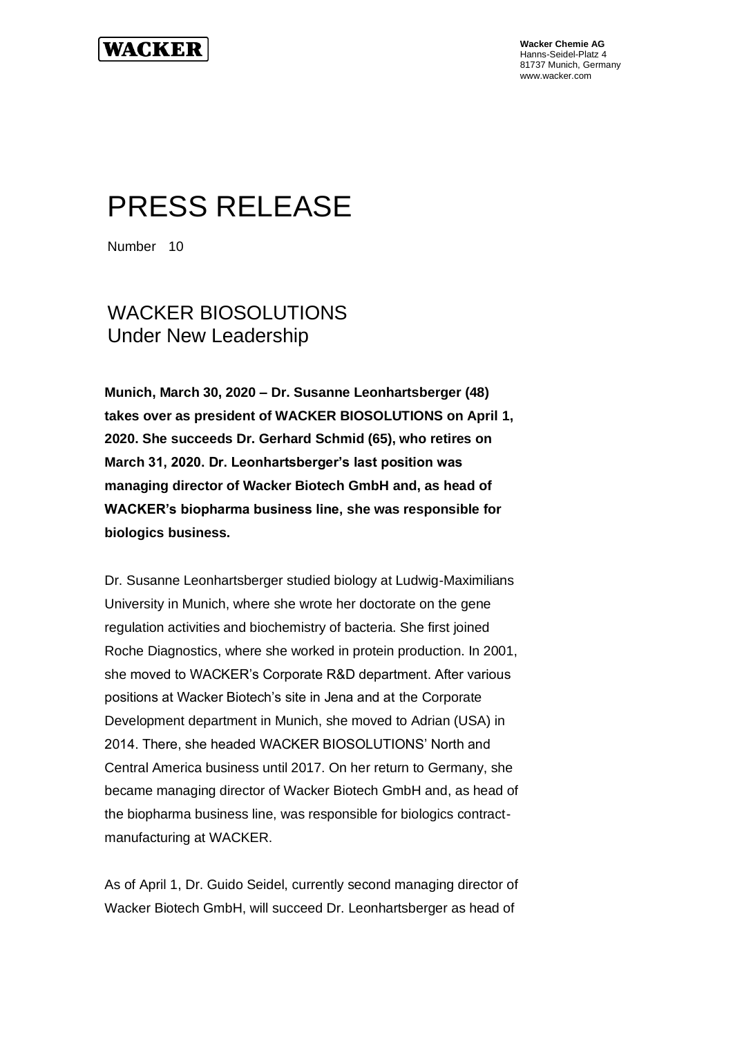**WACKER**

**Wacker Chemie AG**
Hanns-Seidel-Platz 4
81737 Munich, Germany
www.wacker.com

# PRESS RELEASE

Number 10

## WACKER BIOSOLUTIONS
## Under New Leadership

**Munich, March 30, 2020 – Dr. Susanne Leonhartsberger (48) takes over as president of WACKER BIOSOLUTIONS on April 1, 2020. She succeeds Dr. Gerhard Schmid (65), who retires on March 31, 2020. Dr. Leonhartsberger's last position was managing director of Wacker Biotech GmbH and, as head of WACKER's biopharma business line, she was responsible for biologics business.**

Dr. Susanne Leonhartsberger studied biology at Ludwig-Maximilians University in Munich, where she wrote her doctorate on the gene regulation activities and biochemistry of bacteria. She first joined Roche Diagnostics, where she worked in protein production. In 2001, she moved to WACKER's Corporate R&D department. After various positions at Wacker Biotech's site in Jena and at the Corporate Development department in Munich, she moved to Adrian (USA) in 2014. There, she headed WACKER BIOSOLUTIONS' North and Central America business until 2017. On her return to Germany, she became managing director of Wacker Biotech GmbH and, as head of the biopharma business line, was responsible for biologics contract-manufacturing at WACKER.

As of April 1, Dr. Guido Seidel, currently second managing director of Wacker Biotech GmbH, will succeed Dr. Leonhartsberger as head of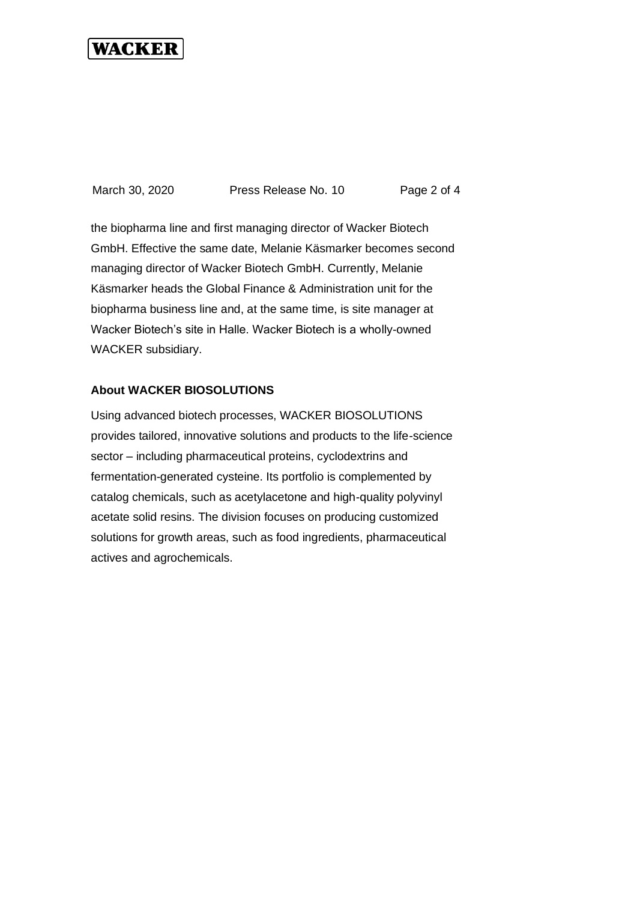the biopharma line and first managing director of Wacker Biotech GmbH. Effective the same date, Melanie Käsmarker becomes second managing director of Wacker Biotech GmbH. Currently, Melanie Käsmarker heads the Global Finance & Administration unit for the biopharma business line and, at the same time, is site manager at Wacker Biotech's site in Halle. Wacker Biotech is a wholly-owned WACKER subsidiary.

**About WACKER BIOSOLUTIONS**

Using advanced biotech processes, WACKER BIOSOLUTIONS provides tailored, innovative solutions and products to the life-science sector – including pharmaceutical proteins, cyclodextrins and fermentation-generated cysteine. Its portfolio is complemented by catalog chemicals, such as acetylacetone and high-quality polyvinyl acetate solid resins. The division focuses on producing customized solutions for growth areas, such as food ingredients, pharmaceutical actives and agrochemicals.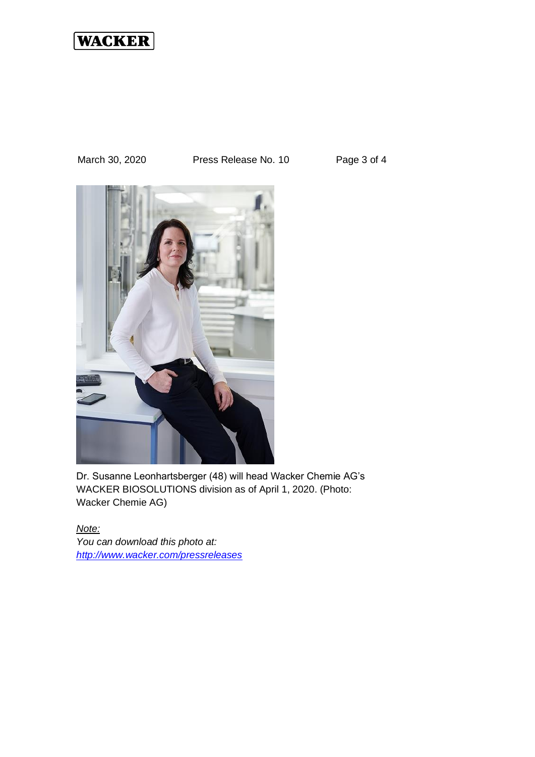Dr. Susanne Leonhartsberger (48) will head Wacker Chemie AG's WACKER BIOSOLUTIONS division as of April 1, 2020. (Photo: Wacker Chemie AG)

*Note:*

*You can download this photo at:*
*http://www.wacker.com/pressreleases*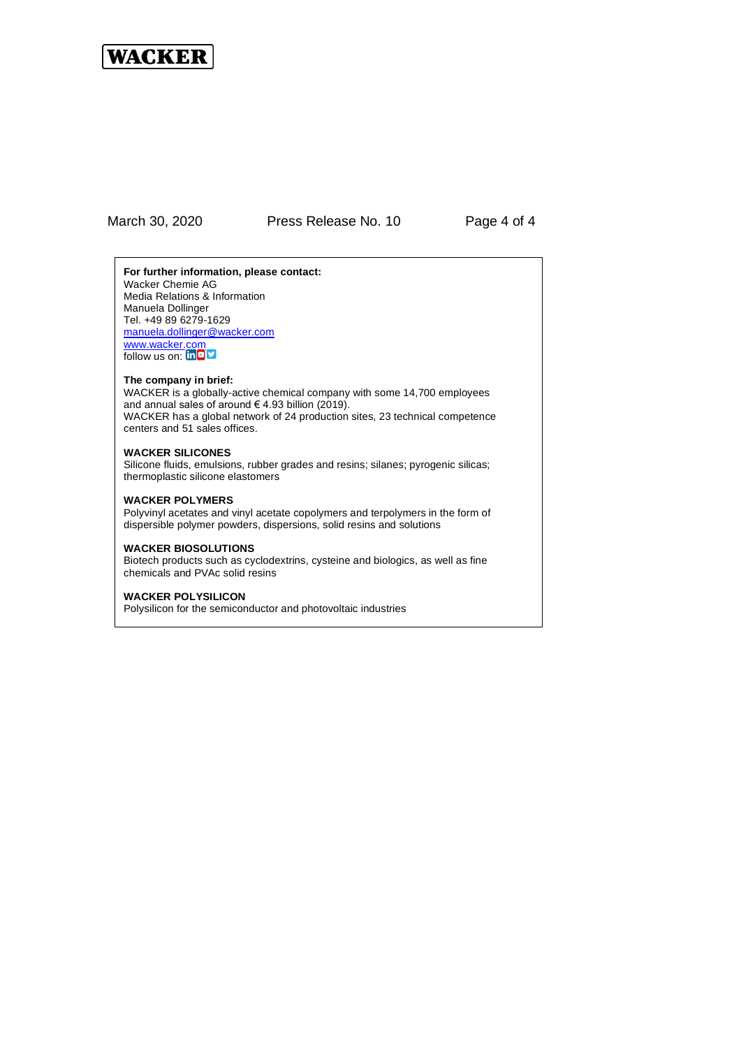**For further information, please contact:**
Wacker Chemie AG
Media Relations & Information
Manuela Dollinger
Tel. +49 89 6279-1629
manuela.dollinger@wacker.com
www.wacker.com
follow us on:

**The company in brief:**
WACKER is a globally-active chemical company with some 14,700 employees and annual sales of around € 4.93 billion (2019).
WACKER has a global network of 24 production sites, 23 technical competence centers and 51 sales offices.

**WACKER SILICONES**
Silicone fluids, emulsions, rubber grades and resins; silanes; pyrogenic silicas; thermoplastic silicone elastomers

**WACKER POLYMERS**
Polyvinyl acetates and vinyl acetate copolymers and terpolymers in the form of dispersible polymer powders, dispersions, solid resins and solutions

**WACKER BIOSOLUTIONS**
Biotech products such as cyclodextrins, cysteine and biologics, as well as fine chemicals and PVAc solid resins

**WACKER POLYSILICON**
Polysilicon for the semiconductor and photovoltaic industries